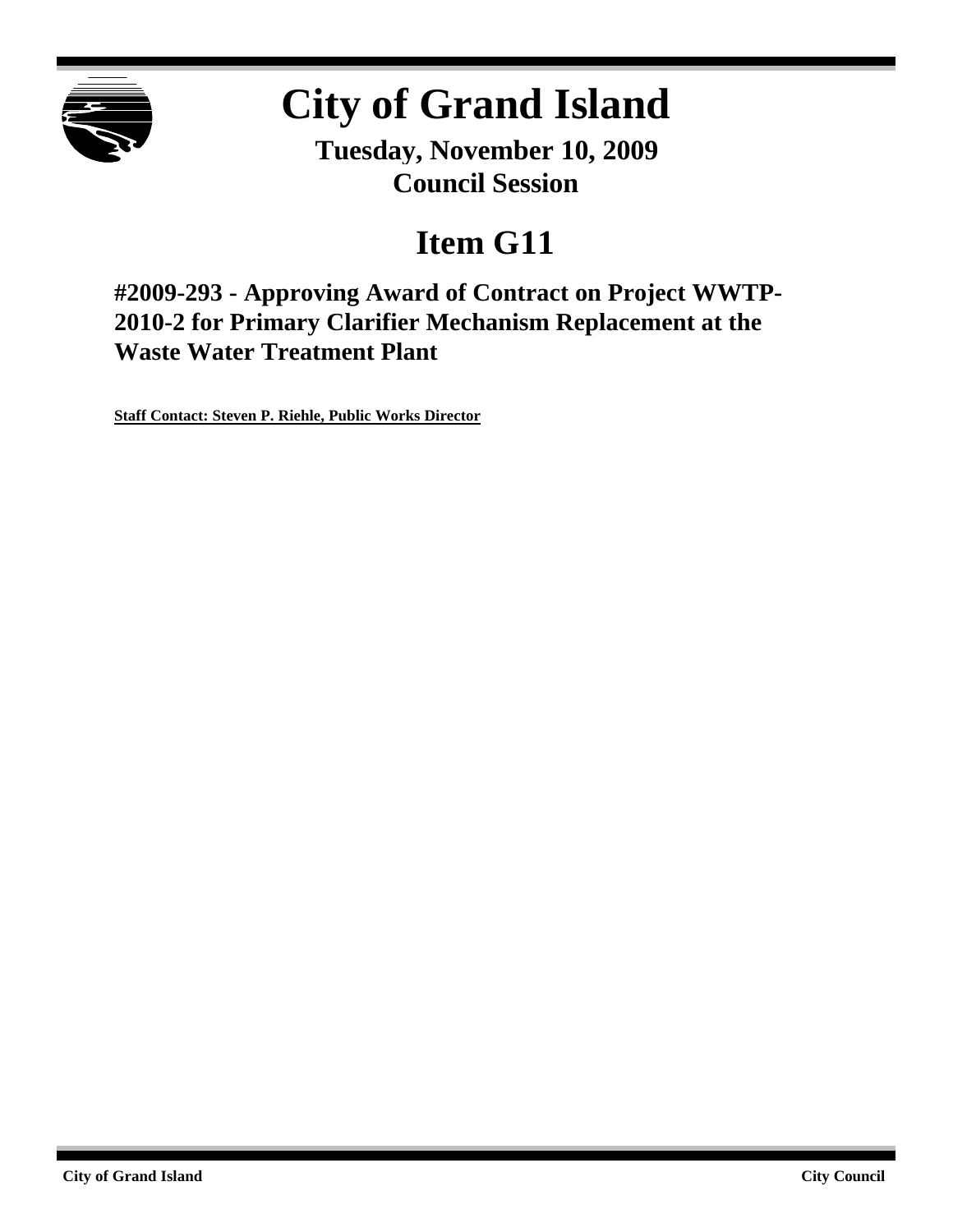# City of Grand Island

**Tuesday, November 10, 2009**
**Council Session**

# Item G11

## #2009-293 - Approving Award of Contract on Project WWTP-2010-2 for Primary Clarifier Mechanism Replacement at the Waste Water Treatment Plant

**Staff Contact: Steven P. Riehle, Public Works Director**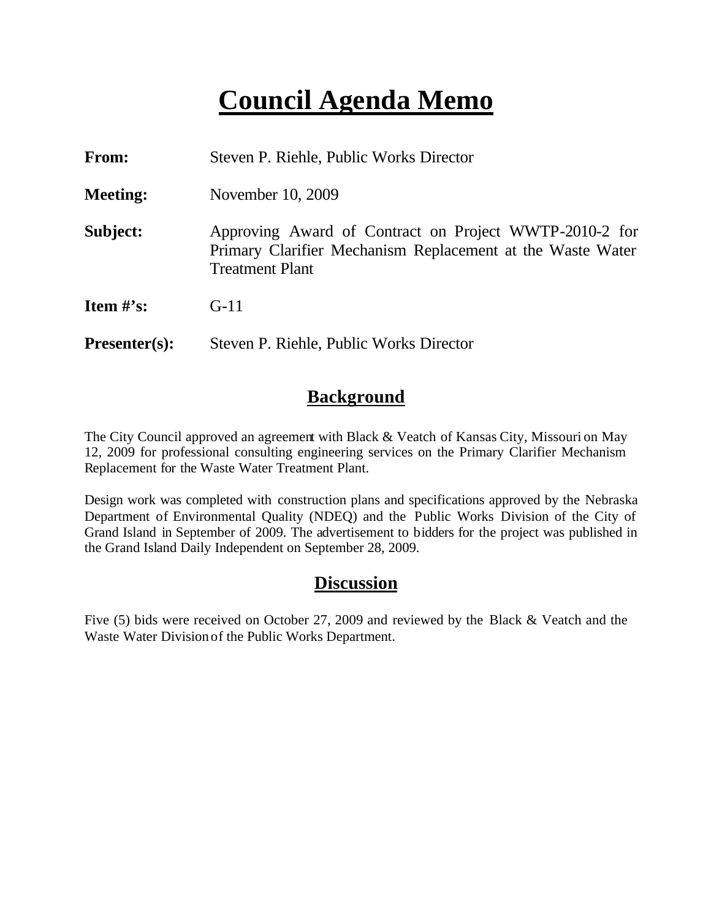# Council Agenda Memo

**From:** Steven P. Riehle, Public Works Director

**Meeting:** November 10, 2009

**Subject:** Approving Award of Contract on Project WWTP-2010-2 for Primary Clarifier Mechanism Replacement at the Waste Water Treatment Plant

**Item #'s:** G-11

**Presenter(s):** Steven P. Riehle, Public Works Director

## Background

The City Council approved an agreement with Black & Veatch of Kansas City, Missouri on May 12, 2009 for professional consulting engineering services on the Primary Clarifier Mechanism Replacement for the Waste Water Treatment Plant.

Design work was completed with construction plans and specifications approved by the Nebraska Department of Environmental Quality (NDEQ) and the Public Works Division of the City of Grand Island in September of 2009. The advertisement to bidders for the project was published in the Grand Island Daily Independent on September 28, 2009.

## Discussion

Five (5) bids were received on October 27, 2009 and reviewed by the Black & Veatch and the Waste Water Division of the Public Works Department.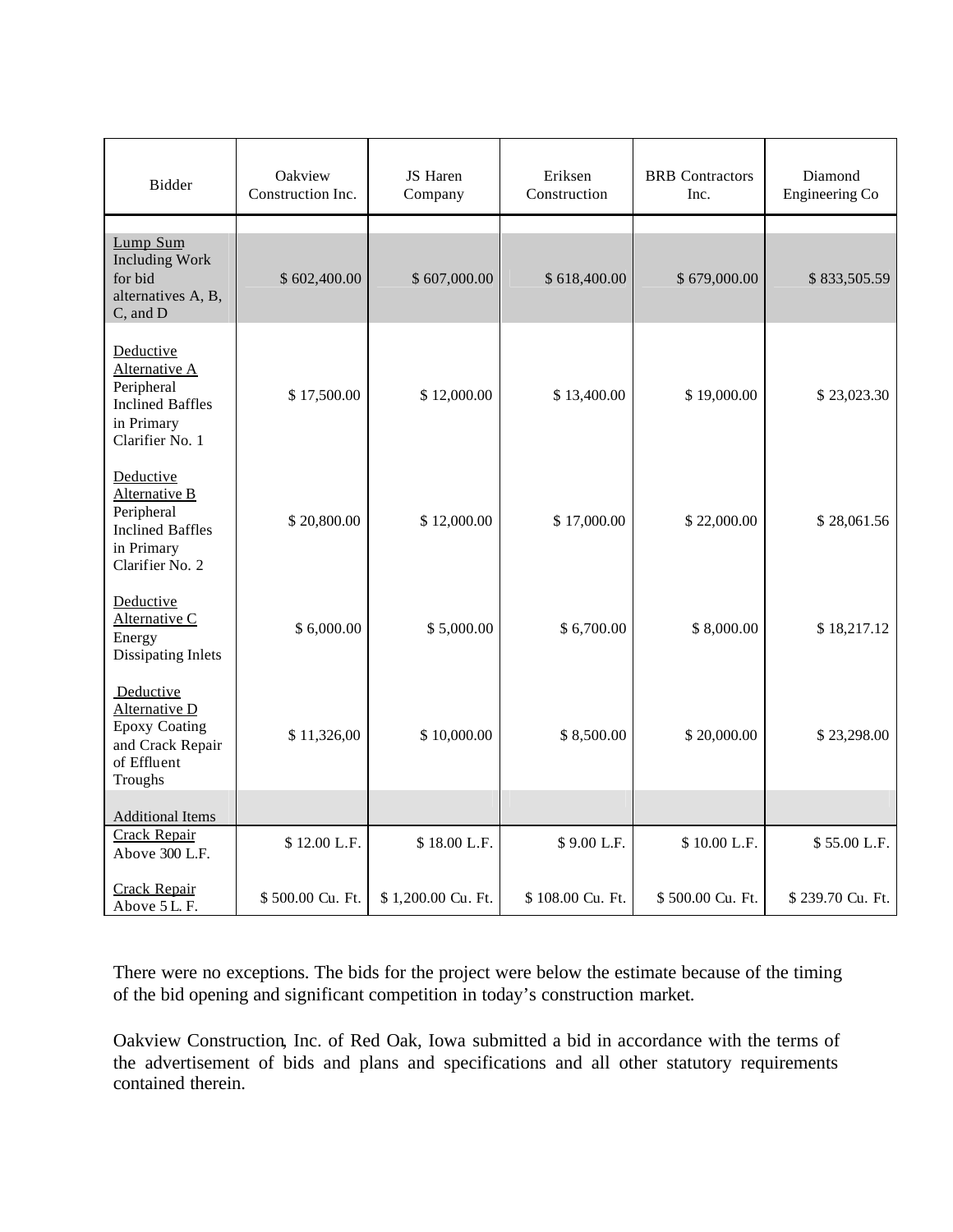| Bidder | Oakview Construction Inc. | JS Haren Company | Eriksen Construction | BRB Contractors Inc. | Diamond Engineering Co |
|---|---|---|---|---|---|
| Lump Sum Including Work for bid alternatives A, B, C, and D | $ 602,400.00 | $ 607,000.00 | $ 618,400.00 | $ 679,000.00 | $ 833,505.59 |
| Deductive Alternative A Peripheral Inclined Baffles in Primary Clarifier No. 1 | $ 17,500.00 | $ 12,000.00 | $ 13,400.00 | $ 19,000.00 | $ 23,023.30 |
| Deductive Alternative B Peripheral Inclined Baffles in Primary Clarifier No. 2 | $ 20,800.00 | $ 12,000.00 | $ 17,000.00 | $ 22,000.00 | $ 28,061.56 |
| Deductive Alternative C Energy Dissipating Inlets | $ 6,000.00 | $ 5,000.00 | $ 6,700.00 | $ 8,000.00 | $ 18,217.12 |
| Deductive Alternative D Epoxy Coating and Crack Repair of Effluent Troughs | $ 11,326,00 | $ 10,000.00 | $ 8,500.00 | $ 20,000.00 | $ 23,298.00 |
| Additional Items | | | | | |
| Crack Repair Above 300 L.F. | $ 12.00 L.F. | $ 18.00 L.F. | $ 9.00 L.F. | $ 10.00 L.F. | $ 55.00 L.F. |
| Crack Repair Above 5 L. F. | $ 500.00 Cu. Ft. | $ 1,200.00 Cu. Ft. | $ 108.00 Cu. Ft. | $ 500.00 Cu. Ft. | $ 239.70 Cu. Ft. |

There were no exceptions. The bids for the project were below the estimate because of the timing of the bid opening and significant competition in today's construction market.

Oakview Construction, Inc. of Red Oak, Iowa submitted a bid in accordance with the terms of the advertisement of bids and plans and specifications and all other statutory requirements contained therein.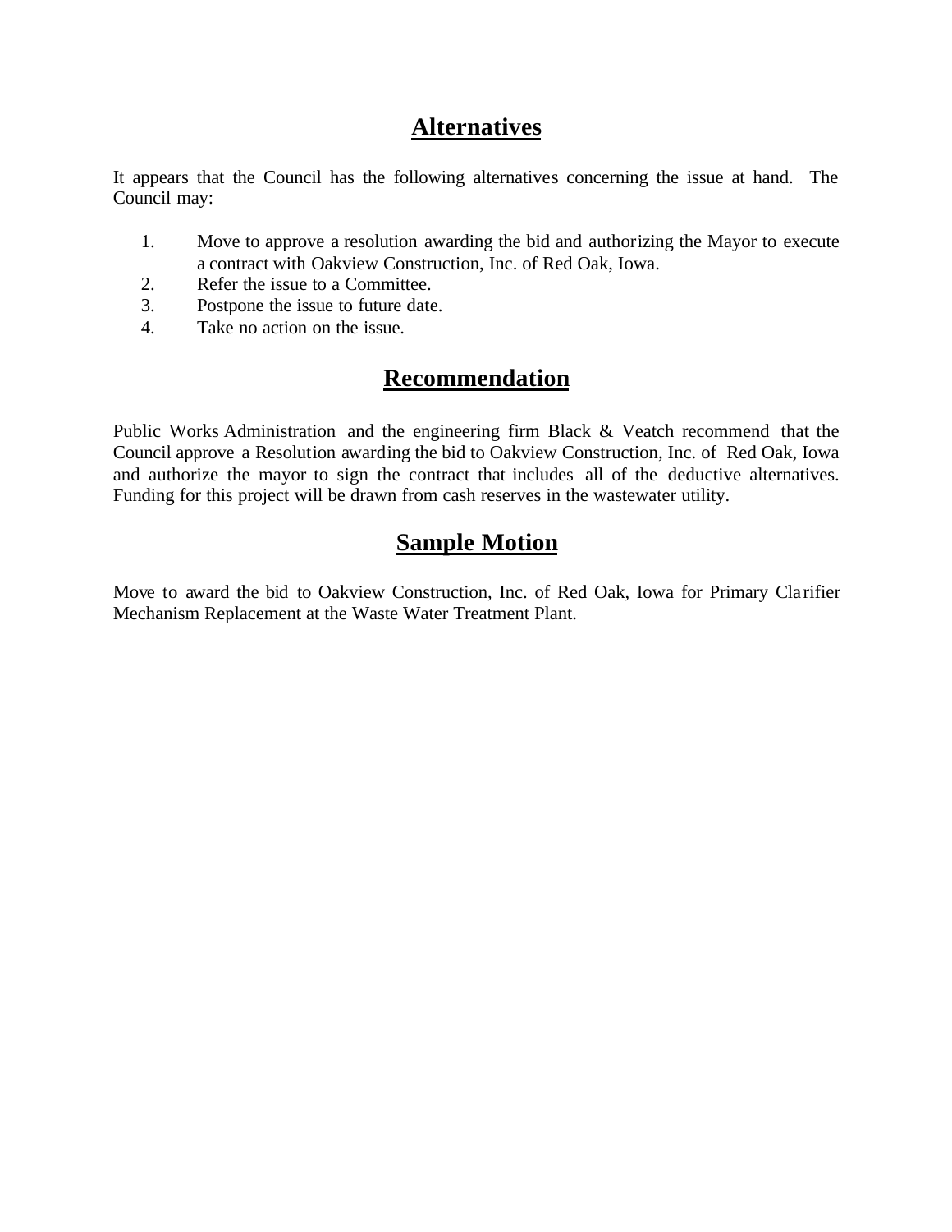## Alternatives

It appears that the Council has the following alternatives concerning the issue at hand. The Council may:

1. Move to approve a resolution awarding the bid and authorizing the Mayor to execute a contract with Oakview Construction, Inc. of Red Oak, Iowa.
2. Refer the issue to a Committee.
3. Postpone the issue to future date.
4. Take no action on the issue.

## Recommendation

Public Works Administration and the engineering firm Black & Veatch recommend that the Council approve a Resolution awarding the bid to Oakview Construction, Inc. of Red Oak, Iowa and authorize the mayor to sign the contract that includes all of the deductive alternatives. Funding for this project will be drawn from cash reserves in the wastewater utility.

## Sample Motion

Move to award the bid to Oakview Construction, Inc. of Red Oak, Iowa for Primary Clarifier Mechanism Replacement at the Waste Water Treatment Plant.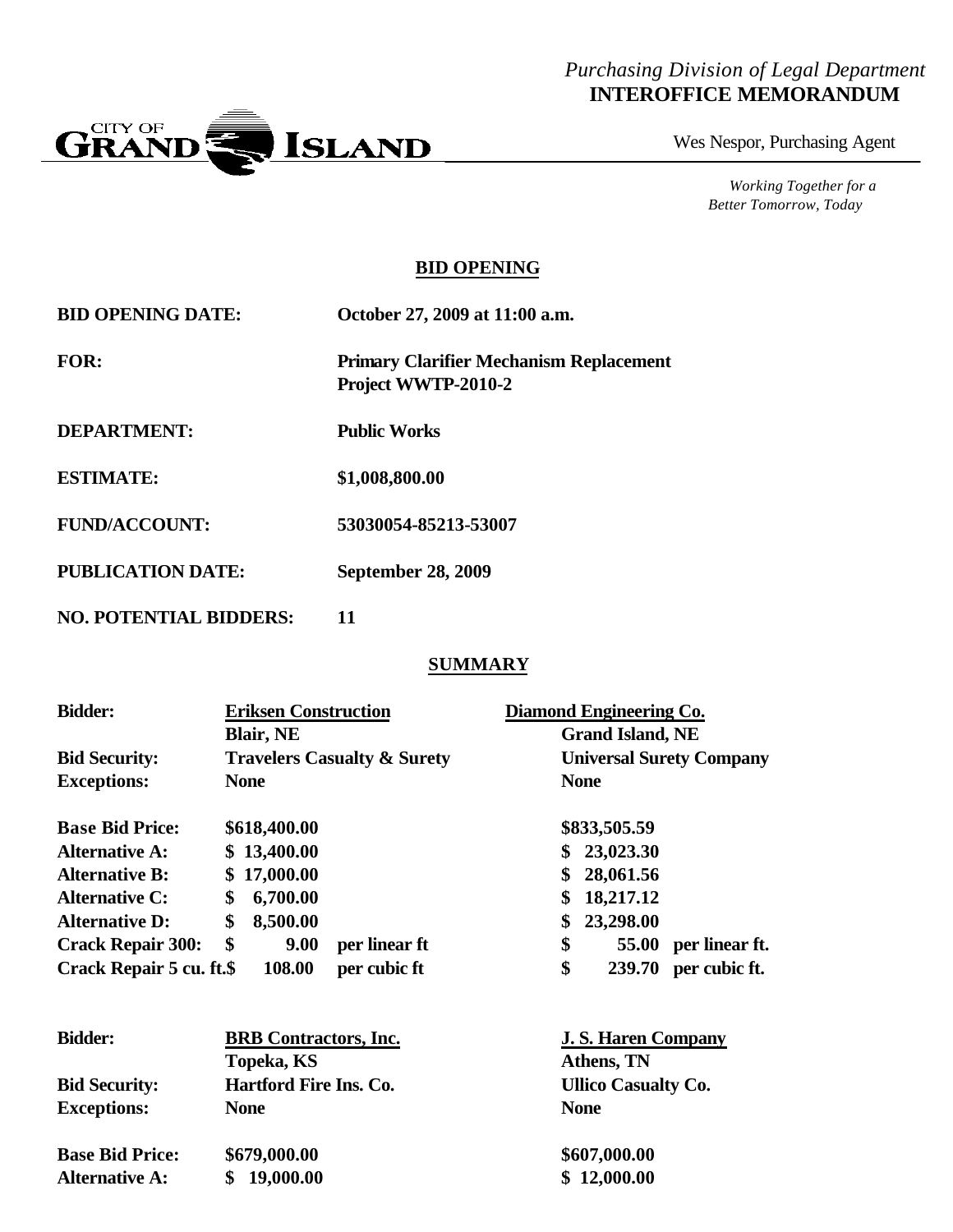*Purchasing Division of Legal Department*
**INTEROFFICE MEMORANDUM**

Wes Nespor, Purchasing Agent

*Working Together for a Better Tomorrow, Today*

## BID OPENING

| | |
|---|---|
| **BID OPENING DATE:** | **October 27, 2009 at 11:00 a.m.** |
| **FOR:** | **Primary Clarifier Mechanism Replacement Project WWTP-2010-2** |
| **DEPARTMENT:** | **Public Works** |
| **ESTIMATE:** | **$1,008,800.00** |
| **FUND/ACCOUNT:** | **53030054-85213-53007** |
| **PUBLICATION DATE:** | **September 28, 2009** |
| **NO. POTENTIAL BIDDERS:** | **11** |

## SUMMARY

| **Bidder:** | **Eriksen Construction** Blair, NE | **Diamond Engineering Co.** Grand Island, NE |
|---|---|---|
| **Bid Security:** | **Travelers Casualty & Surety** | **Universal Surety Company** |
| **Exceptions:** | **None** | **None** |
| **Base Bid Price:** | **$618,400.00** | **$833,505.59** |
| **Alternative A:** | **$ 13,400.00** | **$ 23,023.30** |
| **Alternative B:** | **$ 17,000.00** | **$ 28,061.56** |
| **Alternative C:** | **$ 6,700.00** | **$ 18,217.12** |
| **Alternative D:** | **$ 8,500.00** | **$ 23,298.00** |
| **Crack Repair 300:** | **$ 9.00 per linear ft** | **$ 55.00 per linear ft.** |
| **Crack Repair 5 cu. ft.** | **$ 108.00 per cubic ft** | **$ 239.70 per cubic ft.** |

| **Bidder:** | **BRB Contractors, Inc.** Topeka, KS | **J. S. Haren Company** Athens, TN |
|---|---|---|
| **Bid Security:** | **Hartford Fire Ins. Co.** | **Ullico Casualty Co.** |
| **Exceptions:** | **None** | **None** |
| **Base Bid Price:** | **$679,000.00** | **$607,000.00** |
| **Alternative A:** | **$ 19,000.00** | **$ 12,000.00** |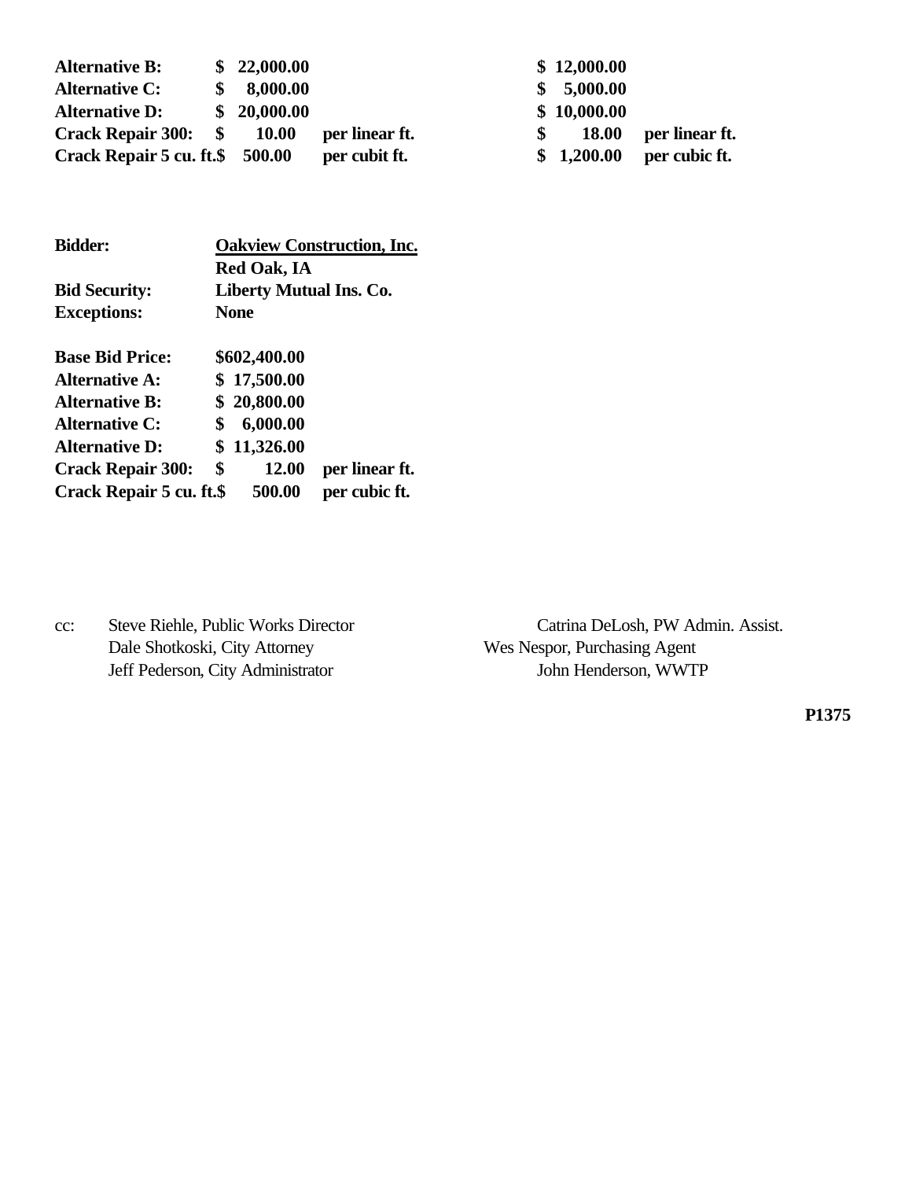| | | | | |
|---|---|---|---|---|
| **Alternative B:** | **$ 22,000.00** | | **$ 12,000.00** | |
| **Alternative C:** | **$ 8,000.00** | | **$ 5,000.00** | |
| **Alternative D:** | **$ 20,000.00** | | **$ 10,000.00** | |
| **Crack Repair 300:** | **$ 10.00** | **per linear ft.** | **$ 18.00** | **per linear ft.** |
| **Crack Repair 5 cu. ft.** | **$ 500.00** | **per cubit ft.** | **$ 1,200.00** | **per cubic ft.** |

| | |
|---|---|
| **Bidder:** | **Oakview Construction, Inc.** |
| | **Red Oak, IA** |
| **Bid Security:** | **Liberty Mutual Ins. Co.** |
| **Exceptions:** | **None** |

| | | |
|---|---|---|
| **Base Bid Price:** | **$602,400.00** | |
| **Alternative A:** | **$ 17,500.00** | |
| **Alternative B:** | **$ 20,800.00** | |
| **Alternative C:** | **$ 6,000.00** | |
| **Alternative D:** | **$ 11,326.00** | |
| **Crack Repair 300:** | **$ 12.00** | **per linear ft.** |
| **Crack Repair 5 cu. ft.** | **$ 500.00** | **per cubic ft.** |

cc: Steve Riehle, Public Works Director
Dale Shotkoski, City Attorney
Jeff Pederson, City Administrator
Catrina DeLosh, PW Admin. Assist.
Wes Nespor, Purchasing Agent
John Henderson, WWTP

**P1375**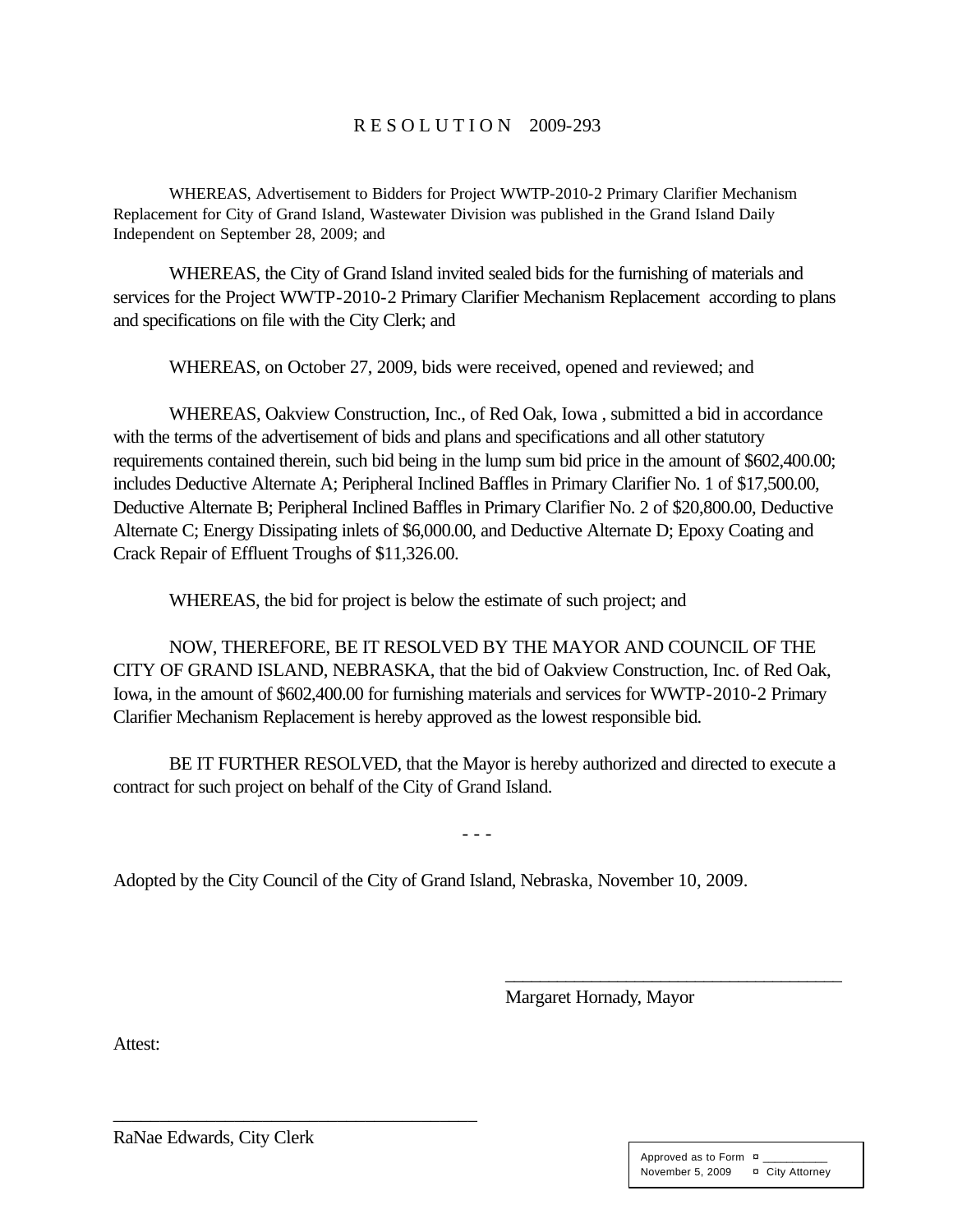# R E S O L U T I O N 2009-293

WHEREAS, Advertisement to Bidders for Project WWTP-2010-2 Primary Clarifier Mechanism Replacement for City of Grand Island, Wastewater Division was published in the Grand Island Daily Independent on September 28, 2009; and

WHEREAS, the City of Grand Island invited sealed bids for the furnishing of materials and services for the Project WWTP-2010-2 Primary Clarifier Mechanism Replacement according to plans and specifications on file with the City Clerk; and

WHEREAS, on October 27, 2009, bids were received, opened and reviewed; and

WHEREAS, Oakview Construction, Inc., of Red Oak, Iowa , submitted a bid in accordance with the terms of the advertisement of bids and plans and specifications and all other statutory requirements contained therein, such bid being in the lump sum bid price in the amount of $602,400.00; includes Deductive Alternate A; Peripheral Inclined Baffles in Primary Clarifier No. 1 of $17,500.00, Deductive Alternate B; Peripheral Inclined Baffles in Primary Clarifier No. 2 of $20,800.00, Deductive Alternate C; Energy Dissipating inlets of $6,000.00, and Deductive Alternate D; Epoxy Coating and Crack Repair of Effluent Troughs of $11,326.00.

WHEREAS, the bid for project is below the estimate of such project; and

NOW, THEREFORE, BE IT RESOLVED BY THE MAYOR AND COUNCIL OF THE CITY OF GRAND ISLAND, NEBRASKA, that the bid of Oakview Construction, Inc. of Red Oak, Iowa, in the amount of $602,400.00 for furnishing materials and services for WWTP-2010-2 Primary Clarifier Mechanism Replacement is hereby approved as the lowest responsible bid.

BE IT FURTHER RESOLVED, that the Mayor is hereby authorized and directed to execute a contract for such project on behalf of the City of Grand Island.

- - -

Adopted by the City Council of the City of Grand Island, Nebraska, November 10, 2009.

_____________________________________
Margaret Hornady, Mayor

Attest:

_____________________________________
RaNae Edwards, City Clerk

Approved as to Form ¤ ___________
November 5, 2009 ¤ City Attorney